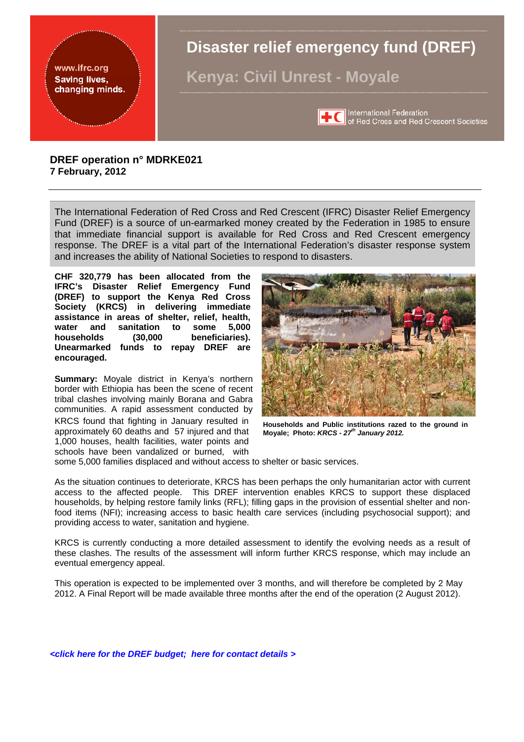www.ifrc.org
Saving lives, changing minds.

# Disaster relief emergency fund (DREF)

## Kenya: Civil Unrest - Moyale

International Federation of Red Cross and Red Crescent Societies

**DREF operation n° MDRKE021**
**7 February, 2012**

---

The International Federation of Red Cross and Red Crescent (IFRC) Disaster Relief Emergency Fund (DREF) is a source of un-earmarked money created by the Federation in 1985 to ensure that immediate financial support is available for Red Cross and Red Crescent emergency response. The DREF is a vital part of the International Federation's disaster response system and increases the ability of National Societies to respond to disasters.

**CHF 320,779 has been allocated from the IFRC's Disaster Relief Emergency Fund (DREF) to support the Kenya Red Cross Society (KRCS) in delivering immediate assistance in areas of shelter, relief, health, water and sanitation to some 5,000 households (30,000 beneficiaries). Unearmarked funds to repay DREF are encouraged.**

**Households and Public institutions razed to the ground in Moyale; Photo: *KRCS - 27th January 2012.***

**Summary:** Moyale district in Kenya's northern border with Ethiopia has been the scene of recent tribal clashes involving mainly Borana and Gabra communities. A rapid assessment conducted by KRCS found that fighting in January resulted in approximately 60 deaths and 57 injured and that 1,000 houses, health facilities, water points and schools have been vandalized or burned, with some 5,000 families displaced and without access to shelter or basic services.

As the situation continues to deteriorate, KRCS has been perhaps the only humanitarian actor with current access to the affected people. This DREF intervention enables KRCS to support these displaced households, by helping restore family links (RFL); filling gaps in the provision of essential shelter and non-food items (NFI); increasing access to basic health care services (including psychosocial support); and providing access to water, sanitation and hygiene.

KRCS is currently conducting a more detailed assessment to identify the evolving needs as a result of these clashes. The results of the assessment will inform further KRCS response, which may include an eventual emergency appeal.

This operation is expected to be implemented over 3 months, and will therefore be completed by 2 May 2012. A Final Report will be made available three months after the end of the operation (2 August 2012).

***<click here for the DREF budget; here for contact details >***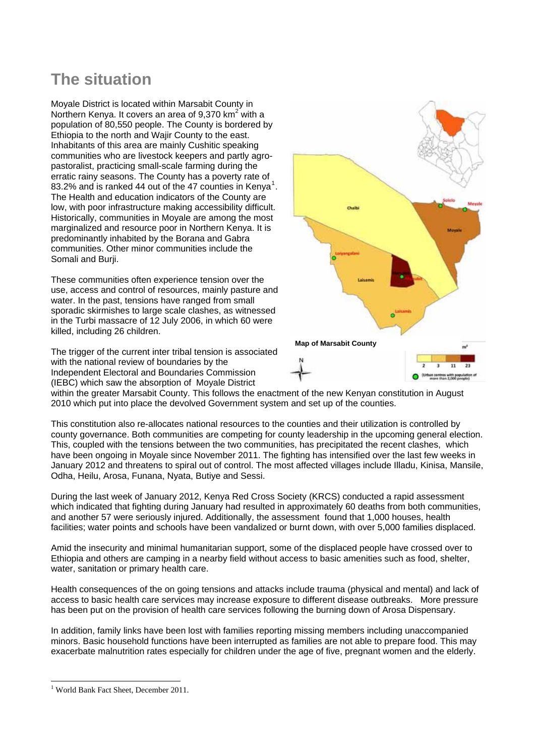# The situation

Moyale District is located within Marsabit County in Northern Kenya. It covers an area of 9,370 $km^2$ with a population of 80,550 people. The County is bordered by Ethiopia to the north and Wajir County to the east. Inhabitants of this area are mainly Cushitic speaking communities who are livestock keepers and partly agro-pastoralist, practicing small-scale farming during the erratic rainy seasons. The County has a poverty rate of 83.2% and is ranked 44 out of the 47 counties in Kenya[1]. The Health and education indicators of the County are low, with poor infrastructure making accessibility difficult. Historically, communities in Moyale are among the most marginalized and resource poor in Northern Kenya. It is predominantly inhabited by the Borana and Gabra communities. Other minor communities include the Somali and Burji.

These communities often experience tension over the use, access and control of resources, mainly pasture and water. In the past, tensions have ranged from small sporadic skirmishes to large scale clashes, as witnessed in the Turbi massacre of 12 July 2006, in which 60 were killed, including 26 children.

Map of Marsabit County

The trigger of the current inter tribal tension is associated with the national review of boundaries by the Independent Electoral and Boundaries Commission (IEBC) which saw the absorption of Moyale District within the greater Marsabit County. This follows the enactment of the new Kenyan constitution in August 2010 which put into place the devolved Government system and set up of the counties.

This constitution also re-allocates national resources to the counties and their utilization is controlled by county governance. Both communities are competing for county leadership in the upcoming general election. This, coupled with the tensions between the two communities, has precipitated the recent clashes, which have been ongoing in Moyale since November 2011. The fighting has intensified over the last few weeks in January 2012 and threatens to spiral out of control. The most affected villages include Illadu, Kinisa, Mansile, Odha, Heilu, Arosa, Funana, Nyata, Butiye and Sessi.

During the last week of January 2012, Kenya Red Cross Society (KRCS) conducted a rapid assessment which indicated that fighting during January had resulted in approximately 60 deaths from both communities, and another 57 were seriously injured. Additionally, the assessment found that 1,000 houses, health facilities; water points and schools have been vandalized or burnt down, with over 5,000 families displaced.

Amid the insecurity and minimal humanitarian support, some of the displaced people have crossed over to Ethiopia and others are camping in a nearby field without access to basic amenities such as food, shelter, water, sanitation or primary health care.

Health consequences of the on going tensions and attacks include trauma (physical and mental) and lack of access to basic health care services may increase exposure to different disease outbreaks. More pressure has been put on the provision of health care services following the burning down of Arosa Dispensary.

In addition, family links have been lost with families reporting missing members including unaccompanied minors. Basic household functions have been interrupted as families are not able to prepare food. This may exacerbate malnutrition rates especially for children under the age of five, pregnant women and the elderly.

---

[1] World Bank Fact Sheet, December 2011.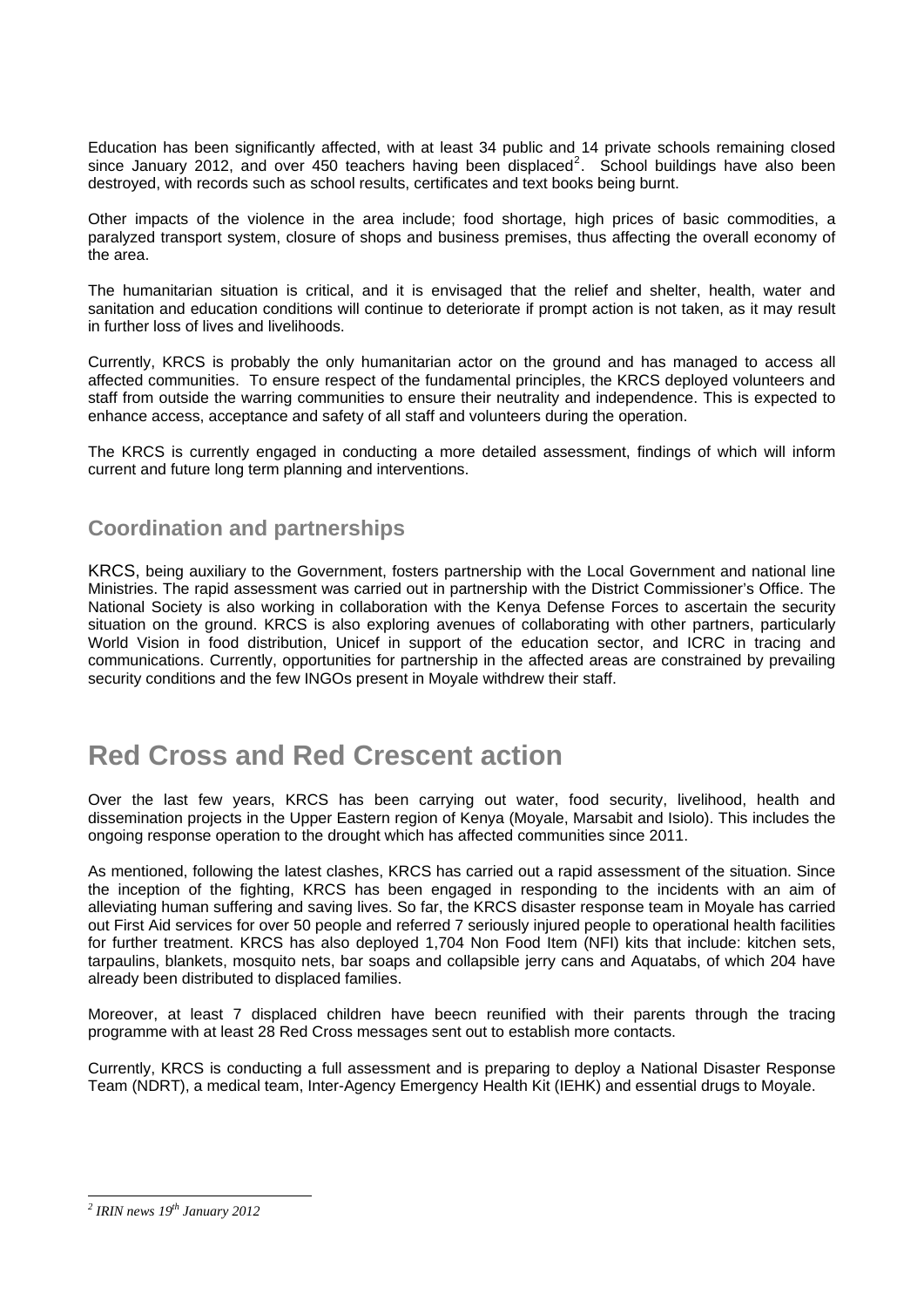Education has been significantly affected, with at least 34 public and 14 private schools remaining closed since January 2012, and over 450 teachers having been displaced[2]. School buildings have also been destroyed, with records such as school results, certificates and text books being burnt.

Other impacts of the violence in the area include; food shortage, high prices of basic commodities, a paralyzed transport system, closure of shops and business premises, thus affecting the overall economy of the area.

The humanitarian situation is critical, and it is envisaged that the relief and shelter, health, water and sanitation and education conditions will continue to deteriorate if prompt action is not taken, as it may result in further loss of lives and livelihoods.

Currently, KRCS is probably the only humanitarian actor on the ground and has managed to access all affected communities. To ensure respect of the fundamental principles, the KRCS deployed volunteers and staff from outside the warring communities to ensure their neutrality and independence. This is expected to enhance access, acceptance and safety of all staff and volunteers during the operation.

The KRCS is currently engaged in conducting a more detailed assessment, findings of which will inform current and future long term planning and interventions.

## Coordination and partnerships

KRCS, being auxiliary to the Government, fosters partnership with the Local Government and national line Ministries. The rapid assessment was carried out in partnership with the District Commissioner's Office. The National Society is also working in collaboration with the Kenya Defense Forces to ascertain the security situation on the ground. KRCS is also exploring avenues of collaborating with other partners, particularly World Vision in food distribution, Unicef in support of the education sector, and ICRC in tracing and communications. Currently, opportunities for partnership in the affected areas are constrained by prevailing security conditions and the few INGOs present in Moyale withdrew their staff.

# Red Cross and Red Crescent action

Over the last few years, KRCS has been carrying out water, food security, livelihood, health and dissemination projects in the Upper Eastern region of Kenya (Moyale, Marsabit and Isiolo). This includes the ongoing response operation to the drought which has affected communities since 2011.

As mentioned, following the latest clashes, KRCS has carried out a rapid assessment of the situation. Since the inception of the fighting, KRCS has been engaged in responding to the incidents with an aim of alleviating human suffering and saving lives. So far, the KRCS disaster response team in Moyale has carried out First Aid services for over 50 people and referred 7 seriously injured people to operational health facilities for further treatment. KRCS has also deployed 1,704 Non Food Item (NFI) kits that include: kitchen sets, tarpaulins, blankets, mosquito nets, bar soaps and collapsible jerry cans and Aquatabs, of which 204 have already been distributed to displaced families.

Moreover, at least 7 displaced children have beecn reunified with their parents through the tracing programme with at least 28 Red Cross messages sent out to establish more contacts.

Currently, KRCS is conducting a full assessment and is preparing to deploy a National Disaster Response Team (NDRT), a medical team, Inter-Agency Emergency Health Kit (IEHK) and essential drugs to Moyale.

---

[2] *IRIN news 19th January 2012*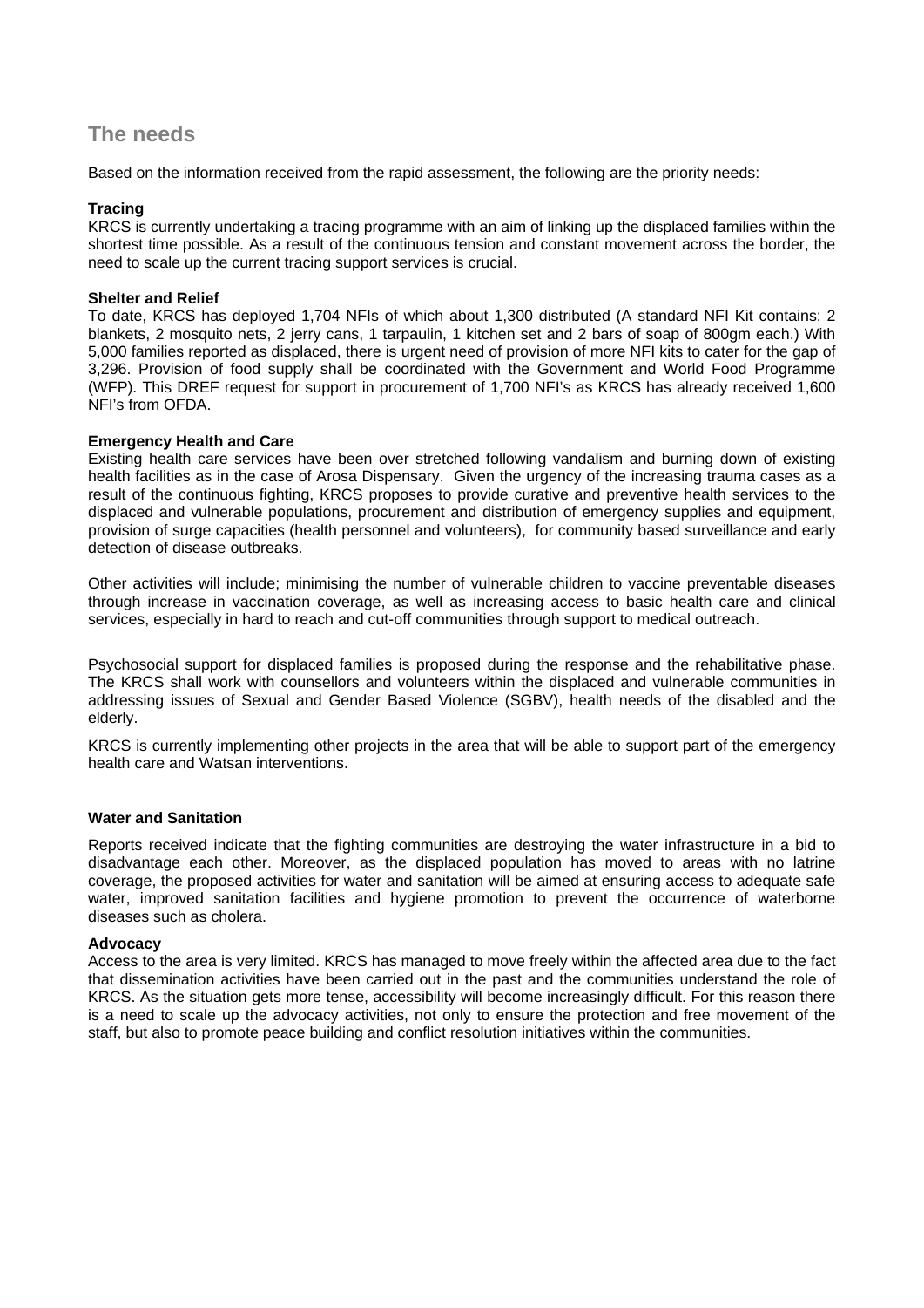## The needs

Based on the information received from the rapid assessment, the following are the priority needs:

**Tracing**
KRCS is currently undertaking a tracing programme with an aim of linking up the displaced families within the shortest time possible. As a result of the continuous tension and constant movement across the border, the need to scale up the current tracing support services is crucial.

**Shelter and Relief**
To date, KRCS has deployed 1,704 NFIs of which about 1,300 distributed (A standard NFI Kit contains: 2 blankets, 2 mosquito nets, 2 jerry cans, 1 tarpaulin, 1 kitchen set and 2 bars of soap of 800gm each.) With 5,000 families reported as displaced, there is urgent need of provision of more NFI kits to cater for the gap of 3,296. Provision of food supply shall be coordinated with the Government and World Food Programme (WFP). This DREF request for support in procurement of 1,700 NFI's as KRCS has already received 1,600 NFI's from OFDA.

**Emergency Health and Care**
Existing health care services have been over stretched following vandalism and burning down of existing health facilities as in the case of Arosa Dispensary. Given the urgency of the increasing trauma cases as a result of the continuous fighting, KRCS proposes to provide curative and preventive health services to the displaced and vulnerable populations, procurement and distribution of emergency supplies and equipment, provision of surge capacities (health personnel and volunteers), for community based surveillance and early detection of disease outbreaks.

Other activities will include; minimising the number of vulnerable children to vaccine preventable diseases through increase in vaccination coverage, as well as increasing access to basic health care and clinical services, especially in hard to reach and cut-off communities through support to medical outreach.

Psychosocial support for displaced families is proposed during the response and the rehabilitative phase. The KRCS shall work with counsellors and volunteers within the displaced and vulnerable communities in addressing issues of Sexual and Gender Based Violence (SGBV), health needs of the disabled and the elderly.

KRCS is currently implementing other projects in the area that will be able to support part of the emergency health care and Watsan interventions.

**Water and Sanitation**

Reports received indicate that the fighting communities are destroying the water infrastructure in a bid to disadvantage each other. Moreover, as the displaced population has moved to areas with no latrine coverage, the proposed activities for water and sanitation will be aimed at ensuring access to adequate safe water, improved sanitation facilities and hygiene promotion to prevent the occurrence of waterborne diseases such as cholera.

**Advocacy**
Access to the area is very limited. KRCS has managed to move freely within the affected area due to the fact that dissemination activities have been carried out in the past and the communities understand the role of KRCS. As the situation gets more tense, accessibility will become increasingly difficult. For this reason there is a need to scale up the advocacy activities, not only to ensure the protection and free movement of the staff, but also to promote peace building and conflict resolution initiatives within the communities.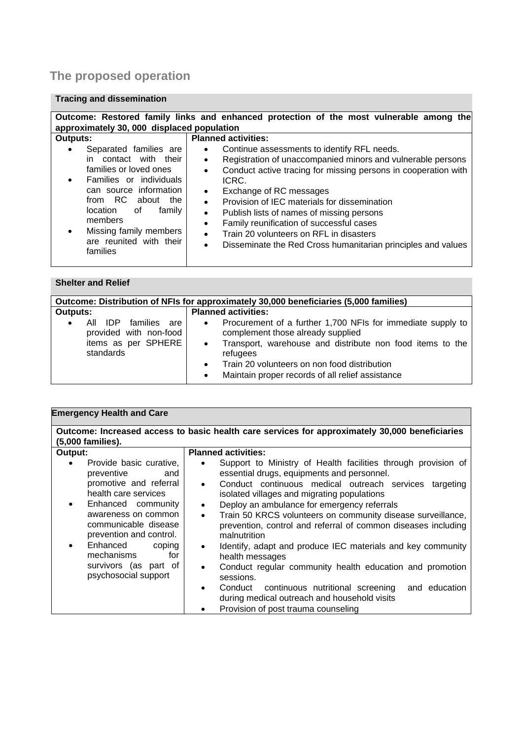## The proposed operation

### Tracing and dissemination

| Outcome: Restored family links and enhanced protection of the most vulnerable among the approximately 30, 000 displaced population | |
|---|---|
| **Outputs:** | **Planned activities:** |
| • Separated families are in contact with their families or loved ones<br>• Families or individuals can source information from RC about the location of family members<br>• Missing family members are reunited with their families | • Continue assessments to identify RFL needs.<br>• Registration of unaccompanied minors and vulnerable persons<br>• Conduct active tracing for missing persons in cooperation with ICRC.<br>• Exchange of RC messages<br>• Provision of IEC materials for dissemination<br>• Publish lists of names of missing persons<br>• Family reunification of successful cases<br>• Train 20 volunteers on RFL in disasters<br>• Disseminate the Red Cross humanitarian principles and values |

### Shelter and Relief

| Outcome: Distribution of NFIs for approximately 30,000 beneficiaries (5,000 families) | |
|---|---|
| **Outputs:** | **Planned activities:** |
| • All IDP families are provided with non-food items as per SPHERE standards | • Procurement of a further 1,700 NFIs for immediate supply to complement those already supplied<br>• Transport, warehouse and distribute non food items to the refugees<br>• Train 20 volunteers on non food distribution<br>• Maintain proper records of all relief assistance |

### Emergency Health and Care

| Outcome: Increased access to basic health care services for approximately 30,000 beneficiaries (5,000 families). | |
|---|---|
| **Output:** | **Planned activities:** |
| • Provide basic curative, preventive and promotive and referral health care services<br>• Enhanced community awareness on common communicable disease prevention and control.<br>• Enhanced coping mechanisms for survivors (as part of psychosocial support | • Support to Ministry of Health facilities through provision of essential drugs, equipments and personnel.<br>• Conduct continuous medical outreach services targeting isolated villages and migrating populations<br>• Deploy an ambulance for emergency referrals<br>• Train 50 KRCS volunteers on community disease surveillance, prevention, control and referral of common diseases including malnutrition<br>• Identify, adapt and produce IEC materials and key community health messages<br>• Conduct regular community health education and promotion sessions.<br>• Conduct continuous nutritional screening and education during medical outreach and household visits<br>• Provision of post trauma counseling |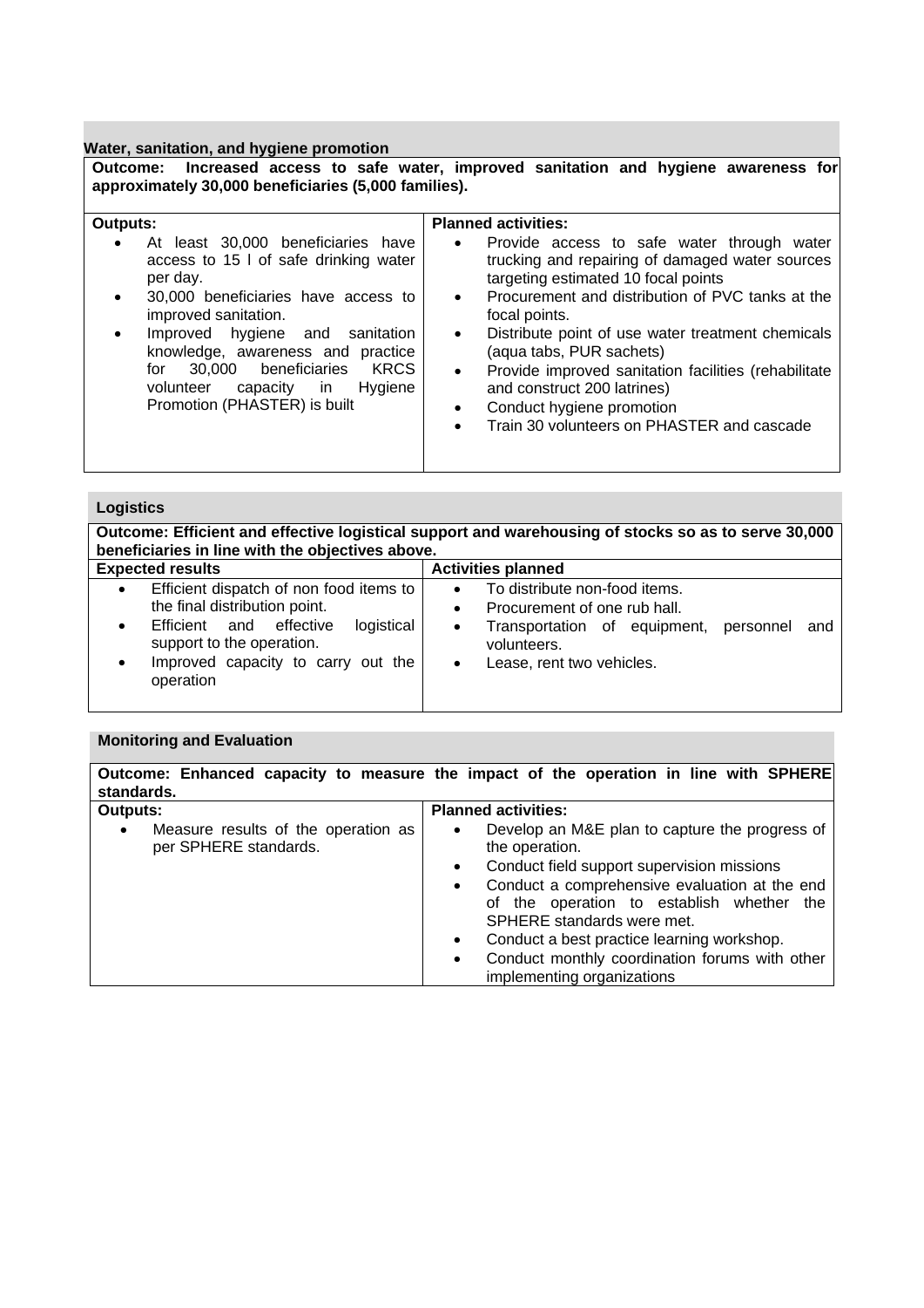### Water, sanitation, and hygiene promotion

| **Outcome: Increased access to safe water, improved sanitation and hygiene awareness for approximately 30,000 beneficiaries (5,000 families).** | |
|---|---|
| **Outputs:**<br>• At least 30,000 beneficiaries have access to 15 l of safe drinking water per day.<br>• 30,000 beneficiaries have access to improved sanitation.<br>• Improved hygiene and sanitation knowledge, awareness and practice for 30,000 beneficiaries KRCS volunteer capacity in Hygiene Promotion (PHASTER) is built | **Planned activities:**<br>• Provide access to safe water through water trucking and repairing of damaged water sources targeting estimated 10 focal points<br>• Procurement and distribution of PVC tanks at the focal points.<br>• Distribute point of use water treatment chemicals (aqua tabs, PUR sachets)<br>• Provide improved sanitation facilities (rehabilitate and construct 200 latrines)<br>• Conduct hygiene promotion<br>• Train 30 volunteers on PHASTER and cascade |

### Logistics

| **Outcome: Efficient and effective logistical support and warehousing of stocks so as to serve 30,000 beneficiaries in line with the objectives above.** | |
|---|---|
| **Expected results** | **Activities planned** |
| • Efficient dispatch of non food items to the final distribution point.<br>• Efficient and effective logistical support to the operation.<br>• Improved capacity to carry out the operation | • To distribute non-food items.<br>• Procurement of one rub hall.<br>• Transportation of equipment, personnel and volunteers.<br>• Lease, rent two vehicles. |

### Monitoring and Evaluation

| **Outcome: Enhanced capacity to measure the impact of the operation in line with SPHERE standards.** | |
|---|---|
| **Outputs:** | **Planned activities:** |
| • Measure results of the operation as per SPHERE standards. | • Develop an M&E plan to capture the progress of the operation.<br>• Conduct field support supervision missions<br>• Conduct a comprehensive evaluation at the end of the operation to establish whether the SPHERE standards were met.<br>• Conduct a best practice learning workshop.<br>• Conduct monthly coordination forums with other implementing organizations |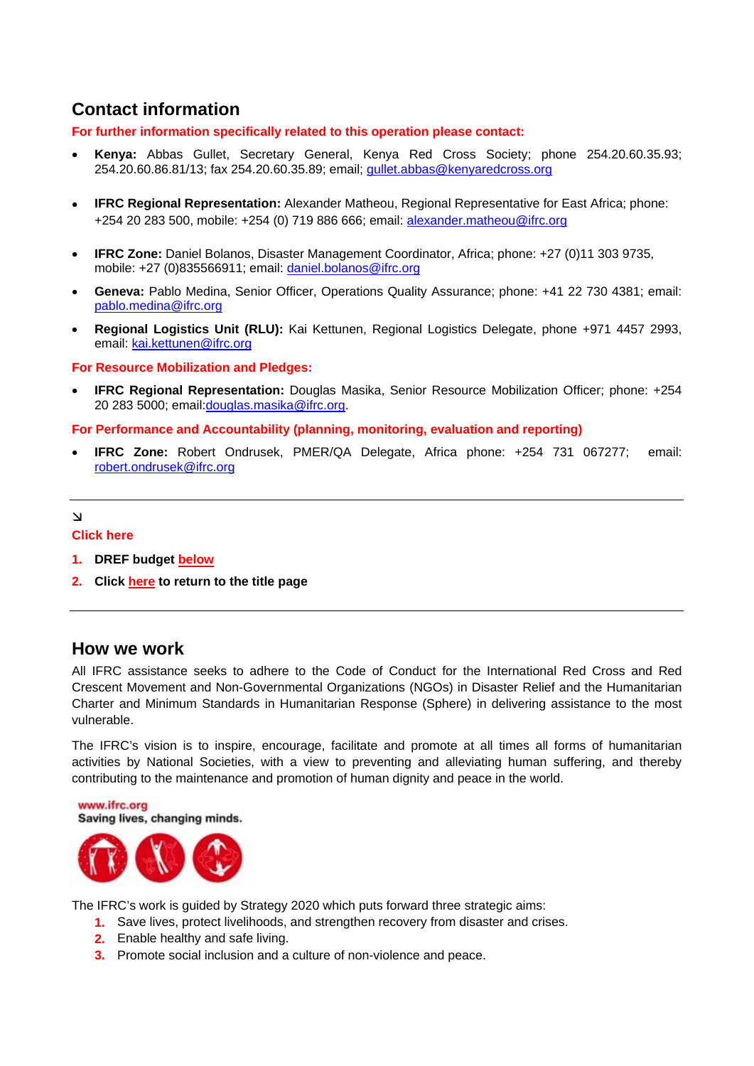## Contact information

**For further information specifically related to this operation please contact:**

- **Kenya:** Abbas Gullet, Secretary General, Kenya Red Cross Society; phone 254.20.60.35.93; 254.20.60.86.81/13; fax 254.20.60.35.89; email; gullet.abbas@kenyaredcross.org
- **IFRC Regional Representation:** Alexander Matheou, Regional Representative for East Africa; phone: +254 20 283 500, mobile: +254 (0) 719 886 666; email: alexander.matheou@ifrc.org
- **IFRC Zone:** Daniel Bolanos, Disaster Management Coordinator, Africa; phone: +27 (0)11 303 9735, mobile: +27 (0)835566911; email: daniel.bolanos@ifrc.org
- **Geneva:** Pablo Medina, Senior Officer, Operations Quality Assurance; phone: +41 22 730 4381; email: pablo.medina@ifrc.org
- **Regional Logistics Unit (RLU):** Kai Kettunen, Regional Logistics Delegate, phone +971 4457 2993, email: kai.kettunen@ifrc.org

**For Resource Mobilization and Pledges:**

- **IFRC Regional Representation:** Douglas Masika, Senior Resource Mobilization Officer; phone: +254 20 283 5000; email:douglas.masika@ifrc.org.

**For Performance and Accountability (planning, monitoring, evaluation and reporting)**

- **IFRC Zone:** Robert Ondrusek, PMER/QA Delegate, Africa phone: +254 731 067277; email: robert.ondrusek@ifrc.org

---

↘

**Click here**

1. **DREF budget below**
2. **Click here to return to the title page**

---

## How we work

All IFRC assistance seeks to adhere to the Code of Conduct for the International Red Cross and Red Crescent Movement and Non-Governmental Organizations (NGOs) in Disaster Relief and the Humanitarian Charter and Minimum Standards in Humanitarian Response (Sphere) in delivering assistance to the most vulnerable.

The IFRC's vision is to inspire, encourage, facilitate and promote at all times all forms of humanitarian activities by National Societies, with a view to preventing and alleviating human suffering, and thereby contributing to the maintenance and promotion of human dignity and peace in the world.

www.ifrc.org
Saving lives, changing minds.

The IFRC's work is guided by Strategy 2020 which puts forward three strategic aims:

1. Save lives, protect livelihoods, and strengthen recovery from disaster and crises.
2. Enable healthy and safe living.
3. Promote social inclusion and a culture of non-violence and peace.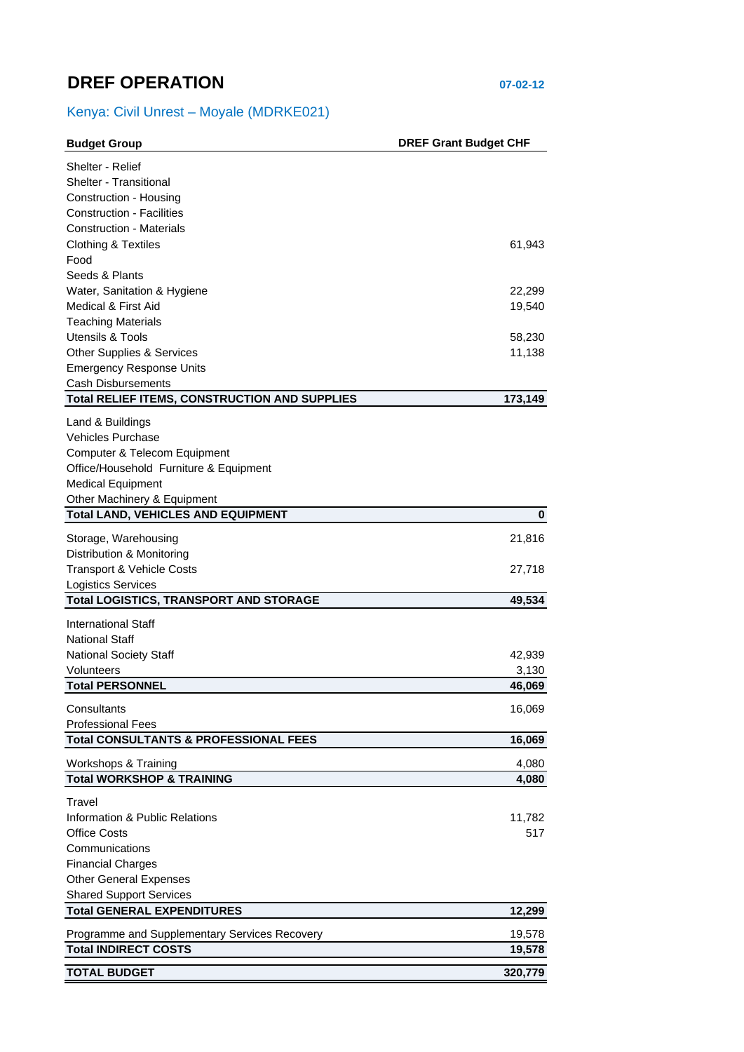# DREF OPERATION

07-02-12

## Kenya: Civil Unrest – Moyale (MDRKE021)

| Budget Group | DREF Grant Budget CHF |
|---|---|
| Shelter - Relief | |
| Shelter - Transitional | |
| Construction - Housing | |
| Construction - Facilities | |
| Construction - Materials | |
| Clothing & Textiles | 61,943 |
| Food | |
| Seeds & Plants | |
| Water, Sanitation & Hygiene | 22,299 |
| Medical & First Aid | 19,540 |
| Teaching Materials | |
| Utensils & Tools | 58,230 |
| Other Supplies & Services | 11,138 |
| Emergency Response Units | |
| Cash Disbursements | |
| **Total RELIEF ITEMS, CONSTRUCTION AND SUPPLIES** | **173,149** |
| Land & Buildings | |
| Vehicles Purchase | |
| Computer & Telecom Equipment | |
| Office/Household Furniture & Equipment | |
| Medical Equipment | |
| Other Machinery & Equipment | |
| **Total LAND, VEHICLES AND EQUIPMENT** | **0** |
| Storage, Warehousing | 21,816 |
| Distribution & Monitoring | |
| Transport & Vehicle Costs | 27,718 |
| Logistics Services | |
| **Total LOGISTICS, TRANSPORT AND STORAGE** | **49,534** |
| International Staff | |
| National Staff | |
| National Society Staff | 42,939 |
| Volunteers | 3,130 |
| **Total PERSONNEL** | **46,069** |
| Consultants | 16,069 |
| Professional Fees | |
| **Total CONSULTANTS & PROFESSIONAL FEES** | **16,069** |
| Workshops & Training | 4,080 |
| **Total WORKSHOP & TRAINING** | **4,080** |
| Travel | |
| Information & Public Relations | 11,782 |
| Office Costs | 517 |
| Communications | |
| Financial Charges | |
| Other General Expenses | |
| Shared Support Services | |
| **Total GENERAL EXPENDITURES** | **12,299** |
| Programme and Supplementary Services Recovery | 19,578 |
| **Total INDIRECT COSTS** | **19,578** |
| **TOTAL BUDGET** | **320,779** |